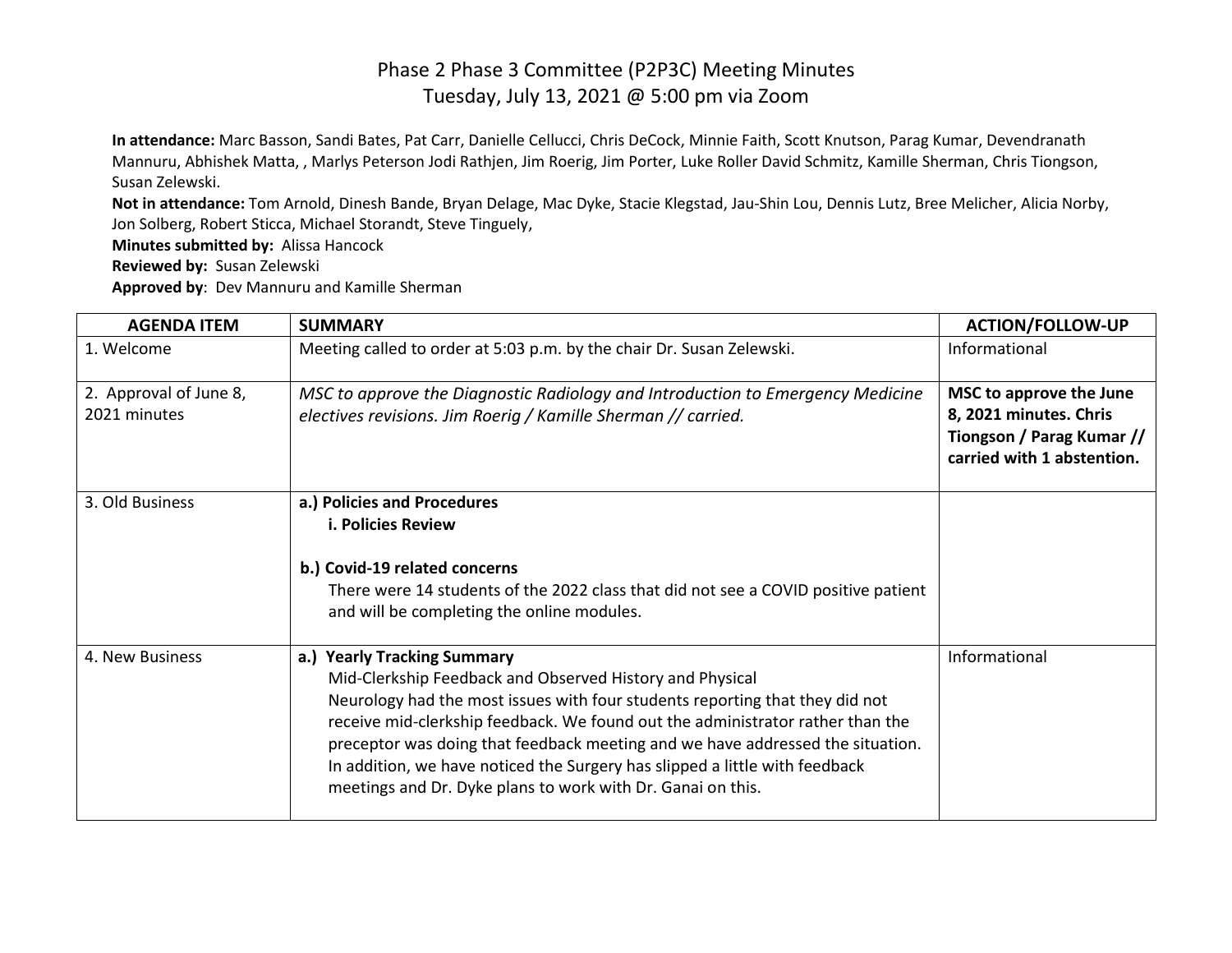# Phase 2 Phase 3 Committee (P2P3C) Meeting Minutes
## Tuesday, July 13, 2021 @ 5:00 pm via Zoom

**In attendance:** Marc Basson, Sandi Bates, Pat Carr, Danielle Cellucci, Chris DeCock, Minnie Faith, Scott Knutson, Parag Kumar, Devendranath Mannuru, Abhishek Matta, , Marlys Peterson Jodi Rathjen, Jim Roerig, Jim Porter, Luke Roller David Schmitz, Kamille Sherman, Chris Tiongson, Susan Zelewski.
**Not in attendance:** Tom Arnold, Dinesh Bande, Bryan Delage, Mac Dyke, Stacie Klegstad, Jau-Shin Lou, Dennis Lutz, Bree Melicher, Alicia Norby, Jon Solberg, Robert Sticca, Michael Storandt, Steve Tinguely,
**Minutes submitted by:** Alissa Hancock
**Reviewed by:** Susan Zelewski
**Approved by**: Dev Mannuru and Kamille Sherman

| AGENDA ITEM | SUMMARY | ACTION/FOLLOW-UP |
|---|---|---|
| 1. Welcome | Meeting called to order at 5:03 p.m. by the chair Dr. Susan Zelewski. | Informational |
| 2. Approval of June 8, 2021 minutes | *MSC to approve the Diagnostic Radiology and Introduction to Emergency Medicine electives revisions. Jim Roerig / Kamille Sherman // carried.* | **MSC to approve the June 8, 2021 minutes. Chris Tiongson / Parag Kumar // carried with 1 abstention.** |
| 3. Old Business | **a.) Policies and Procedures**<br>**i. Policies Review**<br><br>**b.) Covid-19 related concerns**<br>There were 14 students of the 2022 class that did not see a COVID positive patient and will be completing the online modules. | |
| 4. New Business | **a.) Yearly Tracking Summary**<br>Mid-Clerkship Feedback and Observed History and Physical<br>Neurology had the most issues with four students reporting that they did not receive mid-clerkship feedback. We found out the administrator rather than the preceptor was doing that feedback meeting and we have addressed the situation. In addition, we have noticed the Surgery has slipped a little with feedback meetings and Dr. Dyke plans to work with Dr. Ganai on this. | Informational |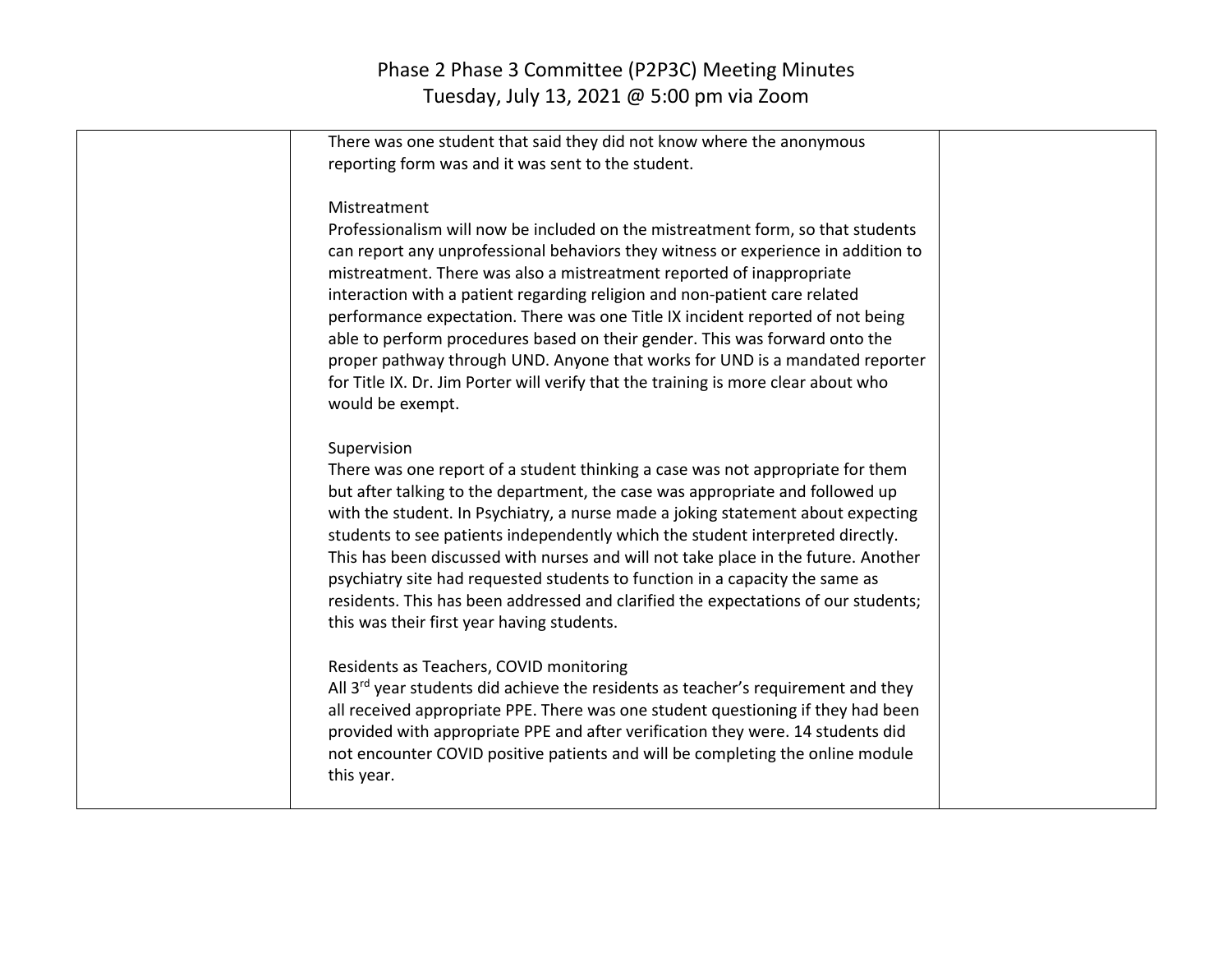| | | |
|---|---|---|
| | There was one student that said they did not know where the anonymous reporting form was and it was sent to the student.<br><br>Mistreatment<br>Professionalism will now be included on the mistreatment form, so that students can report any unprofessional behaviors they witness or experience in addition to mistreatment. There was also a mistreatment reported of inappropriate interaction with a patient regarding religion and non-patient care related performance expectation. There was one Title IX incident reported of not being able to perform procedures based on their gender. This was forward onto the proper pathway through UND. Anyone that works for UND is a mandated reporter for Title IX. Dr. Jim Porter will verify that the training is more clear about who would be exempt.<br><br>Supervision<br>There was one report of a student thinking a case was not appropriate for them but after talking to the department, the case was appropriate and followed up with the student. In Psychiatry, a nurse made a joking statement about expecting students to see patients independently which the student interpreted directly. This has been discussed with nurses and will not take place in the future. Another psychiatry site had requested students to function in a capacity the same as residents. This has been addressed and clarified the expectations of our students; this was their first year having students.<br><br>Residents as Teachers, COVID monitoring<br>All 3rd year students did achieve the residents as teacher's requirement and they all received appropriate PPE. There was one student questioning if they had been provided with appropriate PPE and after verification they were. 14 students did not encounter COVID positive patients and will be completing the online module this year. | |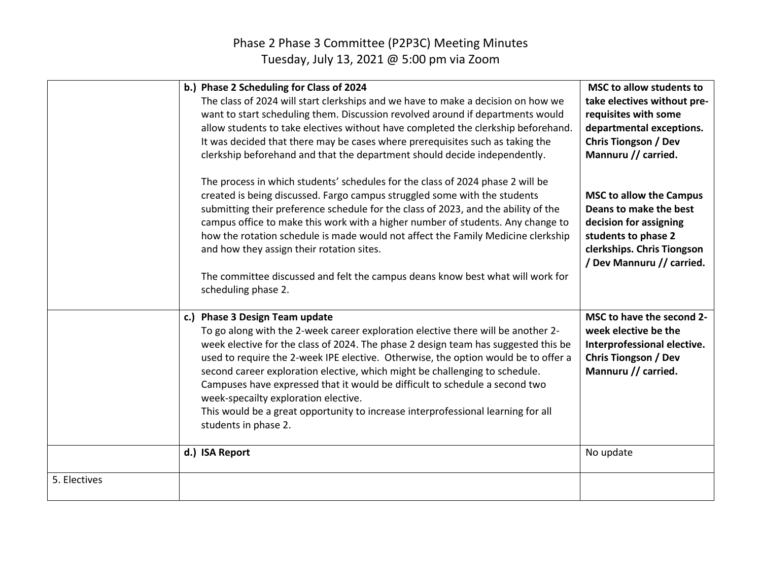Phase 2 Phase 3 Committee (P2P3C) Meeting Minutes
Tuesday, July 13, 2021 @ 5:00 pm via Zoom

| | | |
|---|---|---|
| | **b.) Phase 2 Scheduling for Class of 2024**<br>The class of 2024 will start clerkships and we have to make a decision on how we want to start scheduling them. Discussion revolved around if departments would allow students to take electives without have completed the clerkship beforehand. It was decided that there may be cases where prerequisites such as taking the clerkship beforehand and that the department should decide independently.<br><br>The process in which students' schedules for the class of 2024 phase 2 will be created is being discussed. Fargo campus struggled some with the students submitting their preference schedule for the class of 2023, and the ability of the campus office to make this work with a higher number of students. Any change to how the rotation schedule is made would not affect the Family Medicine clerkship and how they assign their rotation sites.<br><br>The committee discussed and felt the campus deans know best what will work for scheduling phase 2. | **MSC to allow students to take electives without pre-requisites with some departmental exceptions. Chris Tiongson / Dev Mannuru // carried.**<br><br>**MSC to allow the Campus Deans to make the best decision for assigning students to phase 2 clerkships. Chris Tiongson / Dev Mannuru // carried.** |
| | **c.) Phase 3 Design Team update**<br>To go along with the 2-week career exploration elective there will be another 2-week elective for the class of 2024. The phase 2 design team has suggested this be used to require the 2-week IPE elective. Otherwise, the option would be to offer a second career exploration elective, which might be challenging to schedule. Campuses have expressed that it would be difficult to schedule a second two week-specailty exploration elective.<br>This would be a great opportunity to increase interprofessional learning for all students in phase 2. | **MSC to have the second 2-week elective be the Interprofessional elective. Chris Tiongson / Dev Mannuru // carried.** |
| | **d.) ISA Report** | No update |
| 5. Electives | | |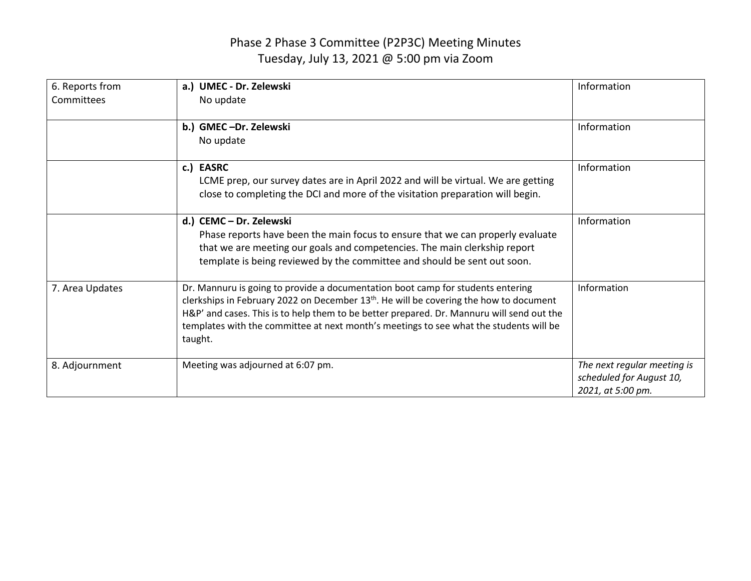Phase 2 Phase 3 Committee (P2P3C) Meeting Minutes
Tuesday, July 13, 2021 @ 5:00 pm via Zoom

| | | |
|---|---|---|
| 6. Reports from Committees | **a.) UMEC - Dr. Zelewski**<br>No update | Information |
| | **b.) GMEC –Dr. Zelewski**<br>No update | Information |
| | **c.) EASRC**<br>LCME prep, our survey dates are in April 2022 and will be virtual. We are getting close to completing the DCI and more of the visitation preparation will begin. | Information |
| | **d.) CEMC – Dr. Zelewski**<br>Phase reports have been the main focus to ensure that we can properly evaluate that we are meeting our goals and competencies. The main clerkship report template is being reviewed by the committee and should be sent out soon. | Information |
| 7. Area Updates | Dr. Mannuru is going to provide a documentation boot camp for students entering clerkships in February 2022 on December 13th. He will be covering the how to document H&P' and cases. This is to help them to be better prepared. Dr. Mannuru will send out the templates with the committee at next month's meetings to see what the students will be taught. | Information |
| 8. Adjournment | Meeting was adjourned at 6:07 pm. | *The next regular meeting is scheduled for August 10, 2021, at 5:00 pm.* |